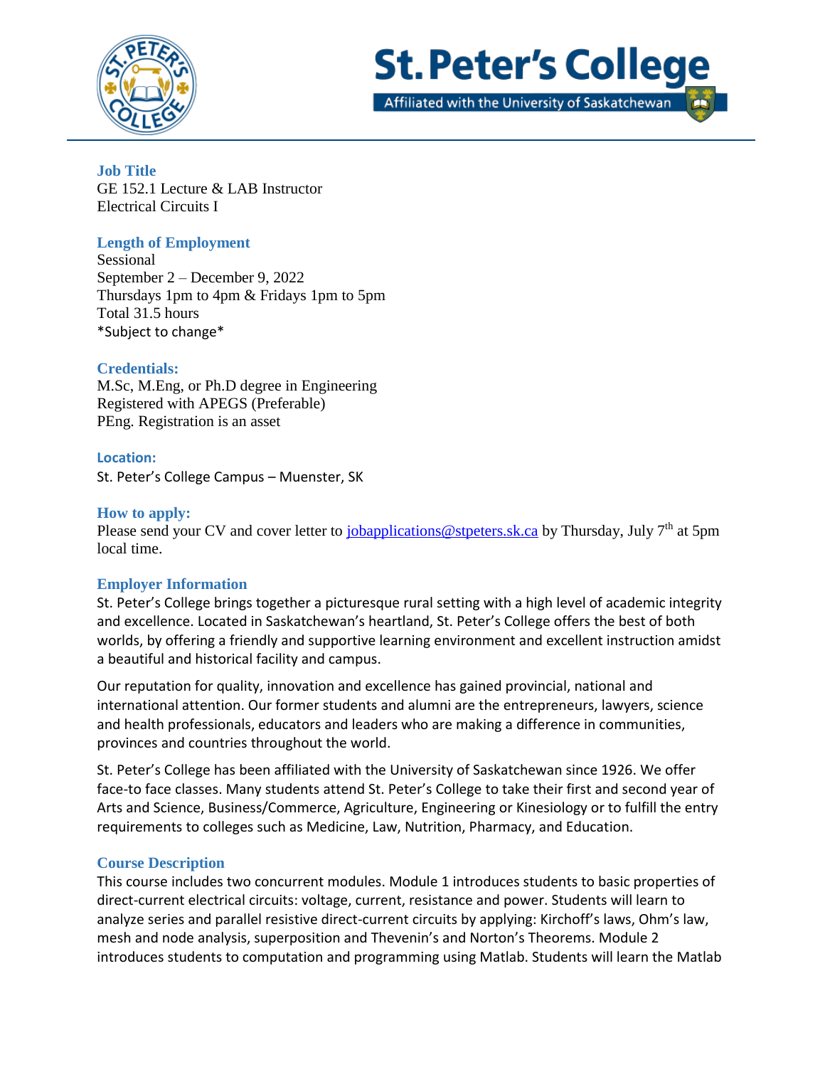# St. Peter's College

Affiliated with the University of Saskatchewan

## Job Title

GE 152.1 Lecture & LAB Instructor
Electrical Circuits I

## Length of Employment

Sessional
September 2 – December 9, 2022
Thursdays 1pm to 4pm & Fridays 1pm to 5pm
Total 31.5 hours
*Subject to change*

## Credentials:

M.Sc, M.Eng, or Ph.D degree in Engineering
Registered with APEGS (Preferable)
PEng. Registration is an asset

## Location:

St. Peter's College Campus – Muenster, SK

## How to apply:

Please send your CV and cover letter to jobapplications@stpeters.sk.ca by Thursday, July 7th at 5pm local time.

## Employer Information

St. Peter's College brings together a picturesque rural setting with a high level of academic integrity and excellence. Located in Saskatchewan's heartland, St. Peter's College offers the best of both worlds, by offering a friendly and supportive learning environment and excellent instruction amidst a beautiful and historical facility and campus.

Our reputation for quality, innovation and excellence has gained provincial, national and international attention. Our former students and alumni are the entrepreneurs, lawyers, science and health professionals, educators and leaders who are making a difference in communities, provinces and countries throughout the world.

St. Peter's College has been affiliated with the University of Saskatchewan since 1926. We offer face-to face classes. Many students attend St. Peter's College to take their first and second year of Arts and Science, Business/Commerce, Agriculture, Engineering or Kinesiology or to fulfill the entry requirements to colleges such as Medicine, Law, Nutrition, Pharmacy, and Education.

## Course Description

This course includes two concurrent modules. Module 1 introduces students to basic properties of direct-current electrical circuits: voltage, current, resistance and power. Students will learn to analyze series and parallel resistive direct-current circuits by applying: Kirchoff's laws, Ohm's law, mesh and node analysis, superposition and Thevenin's and Norton's Theorems. Module 2 introduces students to computation and programming using Matlab. Students will learn the Matlab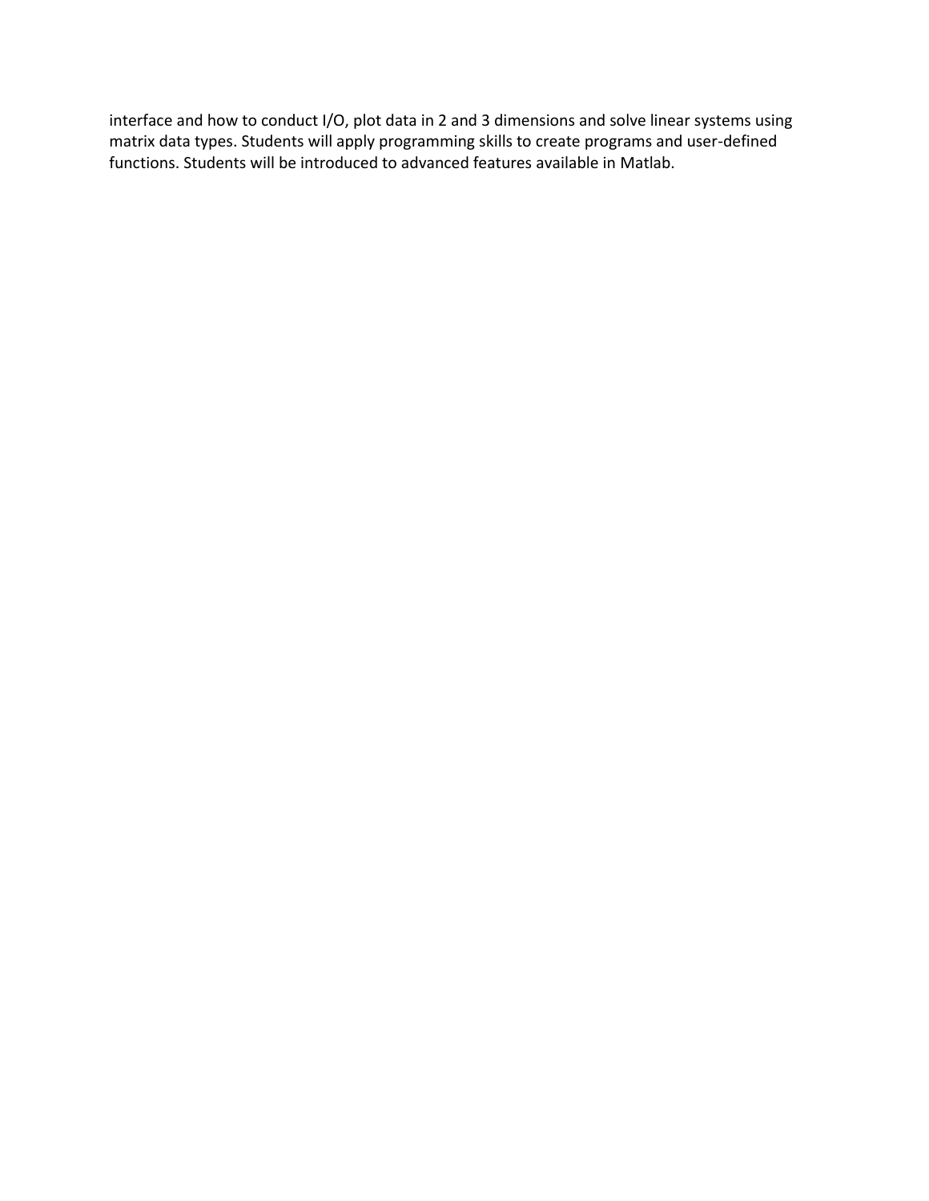interface and how to conduct I/O, plot data in 2 and 3 dimensions and solve linear systems using matrix data types. Students will apply programming skills to create programs and user-defined functions. Students will be introduced to advanced features available in Matlab.